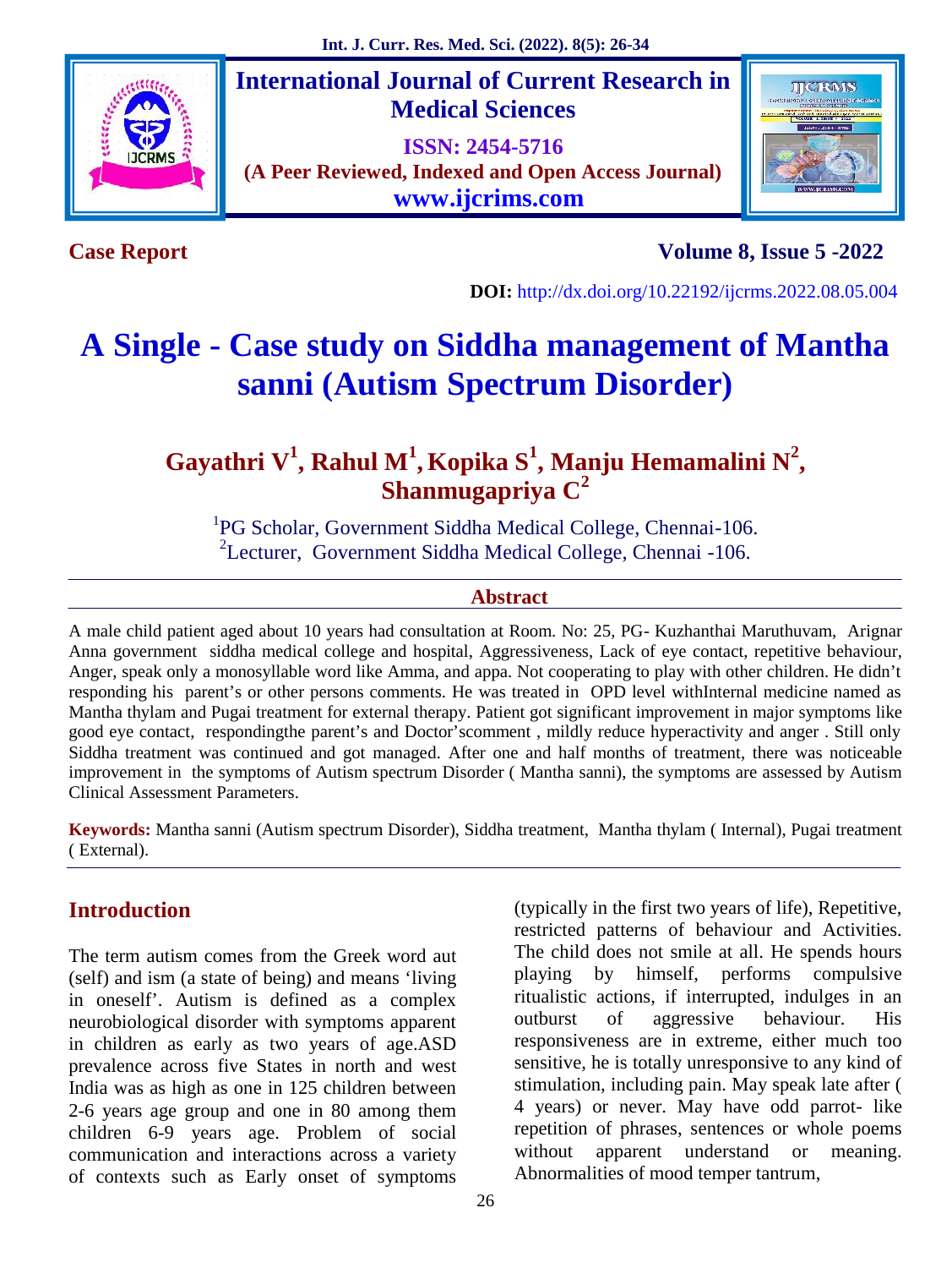**Case Report**

**Volume 8, Issue 5 -2022**

**DOI:** http://dx.doi.org/10.22192/ijcrms.2022.08.05.004

# A Single - Case study on Siddha management of Mantha sanni (Autism Spectrum Disorder)

**Gayathri V[1], Rahul M[1], Kopika S[1], Manju Hemamalini N[2], Shanmugapriya C[2]**

[1]PG Scholar, Government Siddha Medical College, Chennai-106.
[2]Lecturer, Government Siddha Medical College, Chennai -106.

## Abstract

A male child patient aged about 10 years had consultation at Room. No: 25, PG- Kuzhanthai Maruthuvam, Arignar Anna government siddha medical college and hospital, Aggressiveness, Lack of eye contact, repetitive behaviour, Anger, speak only a monosyllable word like Amma, and appa. Not cooperating to play with other children. He didn't responding his parent's or other persons comments. He was treated in OPD level withInternal medicine named as Mantha thylam and Pugai treatment for external therapy. Patient got significant improvement in major symptoms like good eye contact, respondingthe parent's and Doctor'scomment , mildly reduce hyperactivity and anger . Still only Siddha treatment was continued and got managed. After one and half months of treatment, there was noticeable improvement in the symptoms of Autism spectrum Disorder ( Mantha sanni), the symptoms are assessed by Autism Clinical Assessment Parameters.

**Keywords:** Mantha sanni (Autism spectrum Disorder), Siddha treatment, Mantha thylam ( Internal), Pugai treatment ( External).

## Introduction

The term autism comes from the Greek word aut (self) and ism (a state of being) and means 'living in oneself'. Autism is defined as a complex neurobiological disorder with symptoms apparent in children as early as two years of age.ASD prevalence across five States in north and west India was as high as one in 125 children between 2-6 years age group and one in 80 among them children 6-9 years age. Problem of social communication and interactions across a variety of contexts such as Early onset of symptoms (typically in the first two years of life), Repetitive, restricted patterns of behaviour and Activities. The child does not smile at all. He spends hours playing by himself, performs compulsive ritualistic actions, if interrupted, indulges in an outburst of aggressive behaviour. His responsiveness are in extreme, either much too sensitive, he is totally unresponsive to any kind of stimulation, including pain. May speak late after ( 4 years) or never. May have odd parrot- like repetition of phrases, sentences or whole poems without apparent understand or meaning. Abnormalities of mood temper tantrum,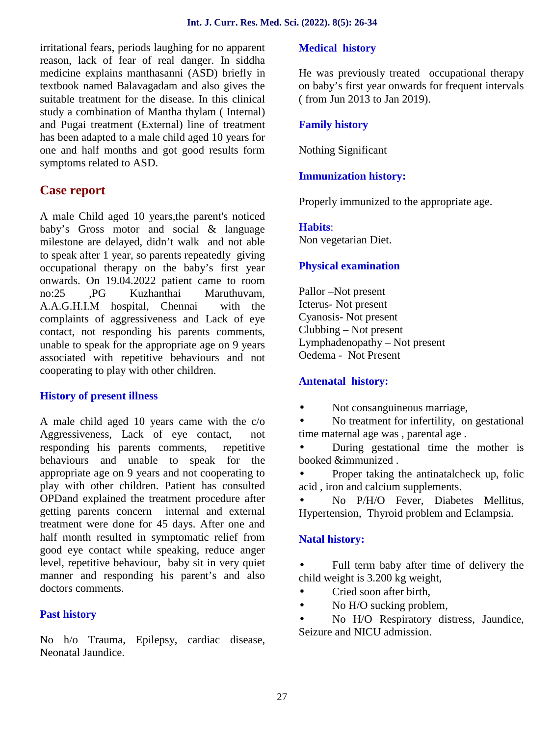irritational fears, periods laughing for no apparent reason, lack of fear of real danger. In siddha medicine explains manthasanni (ASD) briefly in textbook named Balavagadam and also gives the suitable treatment for the disease. In this clinical study a combination of Mantha thylam ( Internal) and Pugai treatment (External) line of treatment has been adapted to a male child aged 10 years for one and half months and got good results form symptoms related to ASD.

## Case report

A male Child aged 10 years,the parent's noticed baby's Gross motor and social & language milestone are delayed, didn't walk and not able to speak after 1 year, so parents repeatedly giving occupational therapy on the baby's first year onwards. On 19.04.2022 patient came to room no:25 ,PG Kuzhanthai Maruthuvam, A.A.G.H.I.M hospital, Chennai with the complaints of aggressiveness and Lack of eye contact, not responding his parents comments, unable to speak for the appropriate age on 9 years associated with repetitive behaviours and not cooperating to play with other children.

### History of present illness

A male child aged 10 years came with the c/o Aggressiveness, Lack of eye contact, not responding his parents comments, repetitive behaviours and unable to speak for the appropriate age on 9 years and not cooperating to play with other children. Patient has consulted OPDand explained the treatment procedure after getting parents concern internal and external treatment were done for 45 days. After one and half month resulted in symptomatic relief from good eye contact while speaking, reduce anger level, repetitive behaviour, baby sit in very quiet manner and responding his parent's and also doctors comments.

### Past history

No h/o Trauma, Epilepsy, cardiac disease, Neonatal Jaundice.

### Medical history

He was previously treated occupational therapy on baby's first year onwards for frequent intervals ( from Jun 2013 to Jan 2019).

### Family history

Nothing Significant

### Immunization history:

Properly immunized to the appropriate age.

**Habits**:
Non vegetarian Diet.

### Physical examination

Pallor –Not present
Icterus- Not present
Cyanosis- Not present
Clubbing – Not present
Lymphadenopathy – Not present
Oedema - Not Present

### Antenatal history:

- Not consanguineous marriage,
- No treatment for infertility, on gestational time maternal age was , parental age .
- During gestational time the mother is booked &immunized .
- Proper taking the antinatalcheck up, folic acid , iron and calcium supplements.
- No P/H/O Fever, Diabetes Mellitus, Hypertension, Thyroid problem and Eclampsia.

### Natal history:

- Full term baby after time of delivery the child weight is 3.200 kg weight,
- Cried soon after birth,
- No H/O sucking problem,
- No H/O Respiratory distress, Jaundice, Seizure and NICU admission.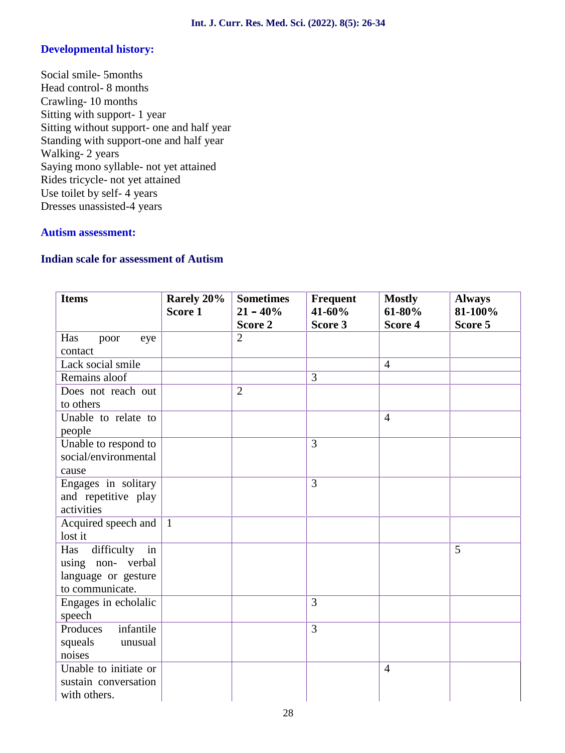### Developmental history:

Social smile- 5months
Head control- 8 months
Crawling- 10 months
Sitting with support- 1 year
Sitting without support- one and half year
Standing with support-one and half year
Walking- 2 years
Saying mono syllable- not yet attained
Rides tricycle- not yet attained
Use toilet by self- 4 years
Dresses unassisted-4 years

### Autism assessment:

### Indian scale for assessment of Autism

| Items | Rarely 20% Score 1 | Sometimes 21 – 40% Score 2 | Frequent 41-60% Score 3 | Mostly 61-80% Score 4 | Always 81-100% Score 5 |
|---|---|---|---|---|---|
| Has poor eye contact | | 2 | | | |
| Lack social smile | | | | 4 | |
| Remains aloof | | | 3 | | |
| Does not reach out to others | | 2 | | | |
| Unable to relate to people | | | | 4 | |
| Unable to respond to social/environmental cause | | | 3 | | |
| Engages in solitary and repetitive play activities | | | 3 | | |
| Acquired speech and lost it | 1 | | | | |
| Has difficulty in using non- verbal language or gesture to communicate. | | | | | 5 |
| Engages in echolalic speech | | | 3 | | |
| Produces infantile squeals unusual noises | | | 3 | | |
| Unable to initiate or sustain conversation with others. | | | | 4 | |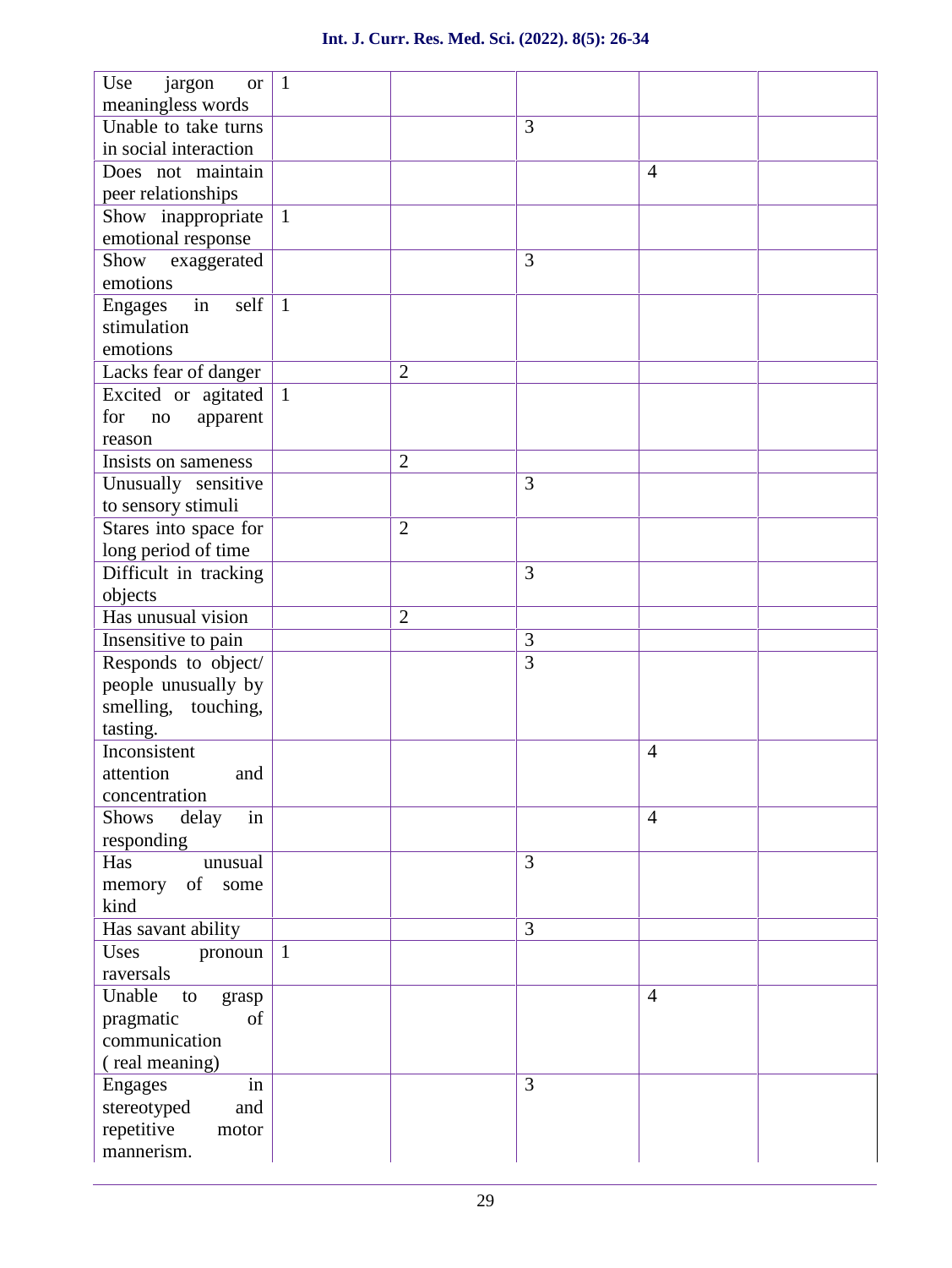| | | | | | |
|---|---|---|---|---|---|
| Use jargon or meaningless words | 1 | | | | |
| Unable to take turns in social interaction | | | 3 | | |
| Does not maintain peer relationships | | | | 4 | |
| Show inappropriate emotional response | 1 | | | | |
| Show exaggerated emotions | | | 3 | | |
| Engages in self stimulation emotions | 1 | | | | |
| Lacks fear of danger | | 2 | | | |
| Excited or agitated for no apparent reason | 1 | | | | |
| Insists on sameness | | 2 | | | |
| Unusually sensitive to sensory stimuli | | | 3 | | |
| Stares into space for long period of time | | 2 | | | |
| Difficult in tracking objects | | | 3 | | |
| Has unusual vision | | 2 | | | |
| Insensitive to pain | | | 3 | | |
| Responds to object/ people unusually by smelling, touching, tasting. | | | 3 | | |
| Inconsistent attention and concentration | | | | 4 | |
| Shows delay in responding | | | | 4 | |
| Has unusual memory of some kind | | | 3 | | |
| Has savant ability | | | 3 | | |
| Uses pronoun raversals | 1 | | | | |
| Unable to grasp pragmatic of communication ( real meaning) | | | | 4 | |
| Engages in stereotyped and repetitive motor mannerism. | | | 3 | | |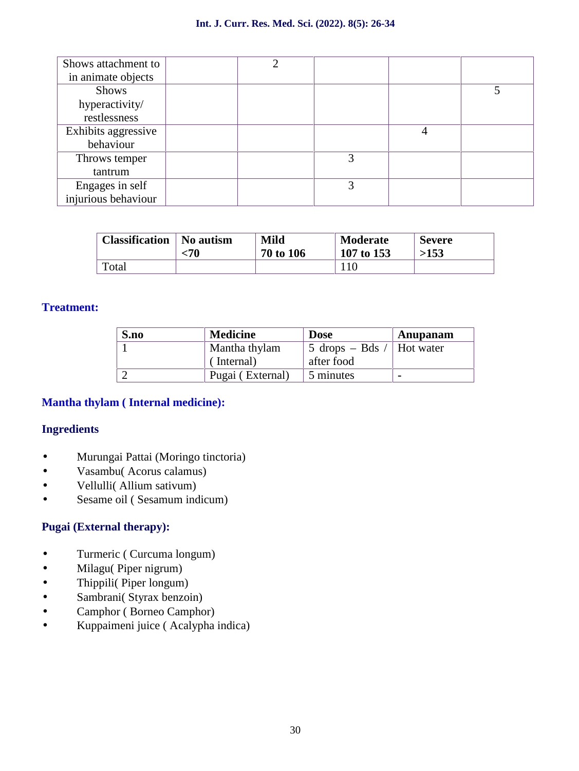| | | | | | |
|---|---|---|---|---|---|
| Shows attachment to in animate objects | | 2 | | | |
| Shows hyperactivity/ restlessness | | | | | 5 |
| Exhibits aggressive behaviour | | | | 4 | |
| Throws temper tantrum | | | 3 | | |
| Engages in self injurious behaviour | | | 3 | | |

| **Classification** | **No autism <70** | **Mild 70 to 106** | **Moderate 107 to 153** | **Severe >153** |
|---|---|---|---|---|
| Total | | | 110 | |

## Treatment:

| **S.no** | **Medicine** | **Dose** | **Anupanam** |
|---|---|---|---|
| 1 | Mantha thylam ( Internal) | 5 drops – Bds / after food | Hot water |
| 2 | Pugai ( External) | 5 minutes | - |

## Mantha thylam ( Internal medicine):

### Ingredients

- Murungai Pattai (Moringo tinctoria)
- Vasambu( Acorus calamus)
- Vellulli( Allium sativum)
- Sesame oil ( Sesamum indicum)

## Pugai (External therapy):

- Turmeric ( Curcuma longum)
- Milagu( Piper nigrum)
- Thippili( Piper longum)
- Sambrani( Styrax benzoin)
- Camphor ( Borneo Camphor)
- Kuppaimeni juice ( Acalypha indica)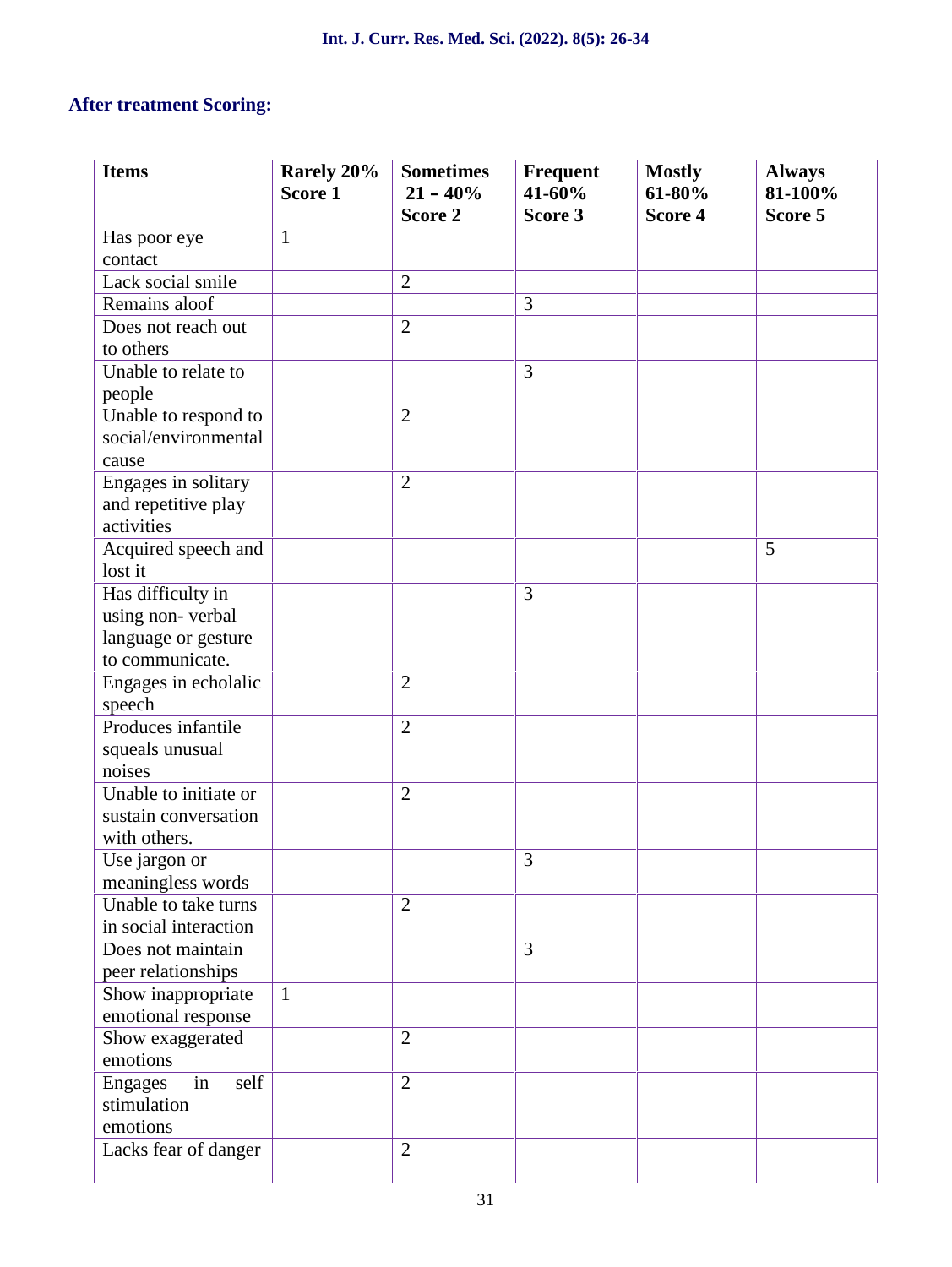**After treatment Scoring:**

| Items | Rarely 20% Score 1 | Sometimes 21 – 40% Score 2 | Frequent 41-60% Score 3 | Mostly 61-80% Score 4 | Always 81-100% Score 5 |
|---|---|---|---|---|---|
| Has poor eye contact | 1 | | | | |
| Lack social smile | | 2 | | | |
| Remains aloof | | | 3 | | |
| Does not reach out to others | | 2 | | | |
| Unable to relate to people | | | 3 | | |
| Unable to respond to social/environmental cause | | 2 | | | |
| Engages in solitary and repetitive play activities | | 2 | | | |
| Acquired speech and lost it | | | | | 5 |
| Has difficulty in using non- verbal language or gesture to communicate. | | | 3 | | |
| Engages in echolalic speech | | 2 | | | |
| Produces infantile squeals unusual noises | | 2 | | | |
| Unable to initiate or sustain conversation with others. | | 2 | | | |
| Use jargon or meaningless words | | | 3 | | |
| Unable to take turns in social interaction | | 2 | | | |
| Does not maintain peer relationships | | | 3 | | |
| Show inappropriate emotional response | 1 | | | | |
| Show exaggerated emotions | | 2 | | | |
| Engages in self stimulation emotions | | 2 | | | |
| Lacks fear of danger | | 2 | | | |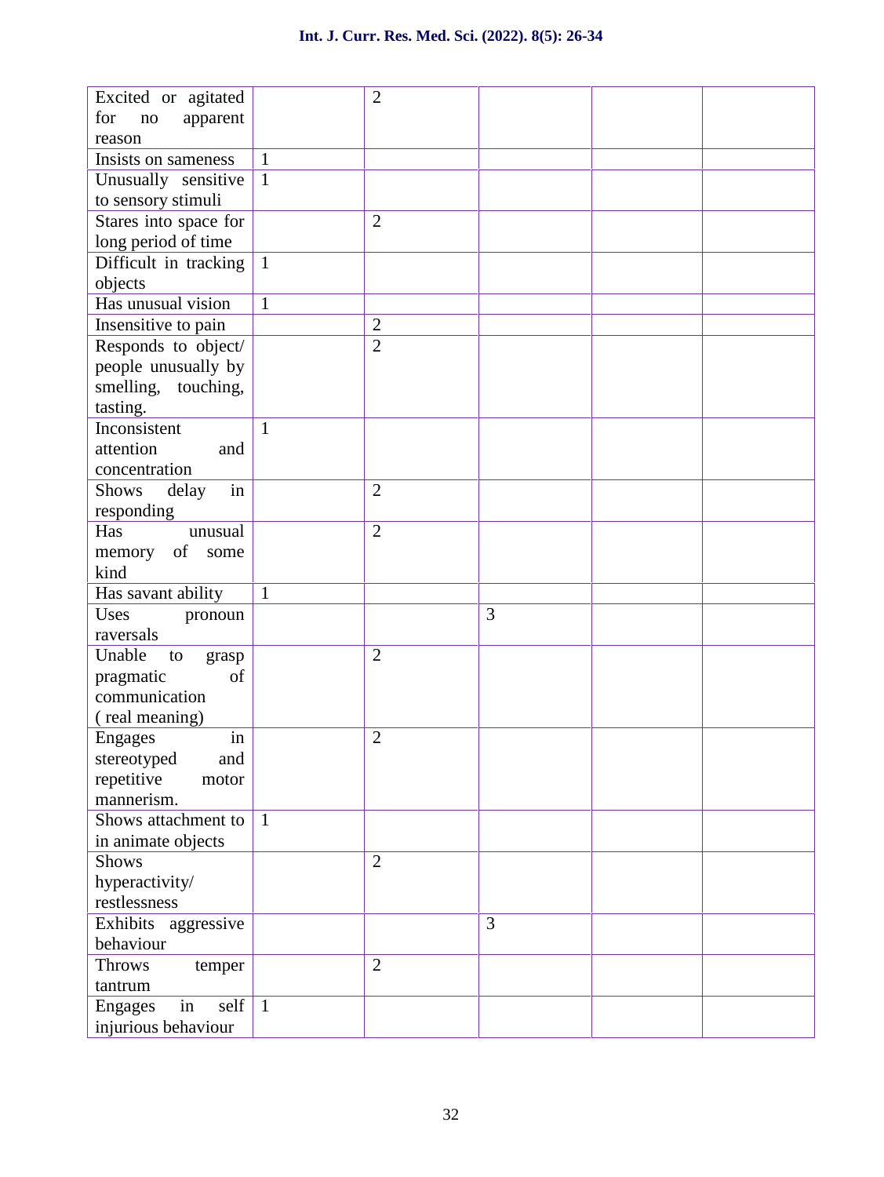| | | | | | |
|---|---|---|---|---|---|
| Excited or agitated for no apparent reason | | 2 | | | |
| Insists on sameness | 1 | | | | |
| Unusually sensitive to sensory stimuli | 1 | | | | |
| Stares into space for long period of time | | 2 | | | |
| Difficult in tracking objects | 1 | | | | |
| Has unusual vision | 1 | | | | |
| Insensitive to pain | | 2 | | | |
| Responds to object/ people unusually by smelling, touching, tasting. | | 2 | | | |
| Inconsistent attention and concentration | 1 | | | | |
| Shows delay in responding | | 2 | | | |
| Has unusual memory of some kind | | 2 | | | |
| Has savant ability | 1 | | | | |
| Uses pronoun raversals | | | 3 | | |
| Unable to grasp pragmatic of communication ( real meaning) | | 2 | | | |
| Engages in stereotyped and repetitive motor mannerism. | | 2 | | | |
| Shows attachment to in animate objects | 1 | | | | |
| Shows hyperactivity/ restlessness | | 2 | | | |
| Exhibits aggressive behaviour | | | 3 | | |
| Throws temper tantrum | | 2 | | | |
| Engages in self injurious behaviour | 1 | | | | |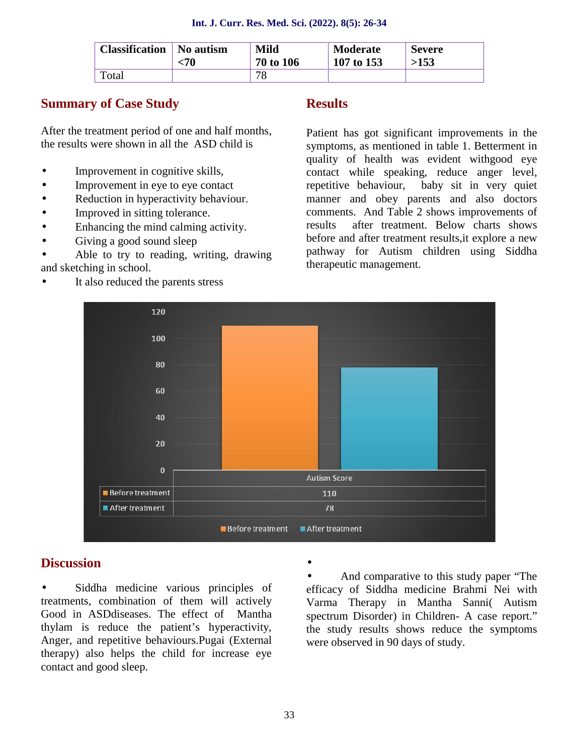| Classification | No autism <70 | Mild 70 to 106 | Moderate 107 to 153 | Severe >153 |
|---|---|---|---|---|
| Total | | 78 | | |

## Summary of Case Study

After the treatment period of one and half months, the results were shown in all the ASD child is

- Improvement in cognitive skills,
- Improvement in eye to eye contact
- Reduction in hyperactivity behaviour.
- Improved in sitting tolerance.
- Enhancing the mind calming activity.
- Giving a good sound sleep
- Able to try to reading, writing, drawing and sketching in school.
- It also reduced the parents stress

## Results

Patient has got significant improvements in the symptoms, as mentioned in table 1. Betterment in quality of health was evident withgood eye contact while speaking, reduce anger level, repetitive behaviour, baby sit in very quiet manner and obey parents and also doctors comments. And Table 2 shows improvements of results after treatment. Below charts shows before and after treatment results,it explore a new pathway for Autism children using Siddha therapeutic management.

| | Autism Score |
|---|---|
| Before treatment | 110 |
| After treatment | 78 |

## Discussion

- Siddha medicine various principles of treatments, combination of them will actively Good in ASDdiseases. The effect of Mantha thylam is reduce the patient's hyperactivity, Anger, and repetitive behaviours.Pugai (External therapy) also helps the child for increase eye contact and good sleep.
- And comparative to this study paper "The efficacy of Siddha medicine Brahmi Nei with Varma Therapy in Mantha Sanni( Autism spectrum Disorder) in Children- A case report." the study results shows reduce the symptoms were observed in 90 days of study.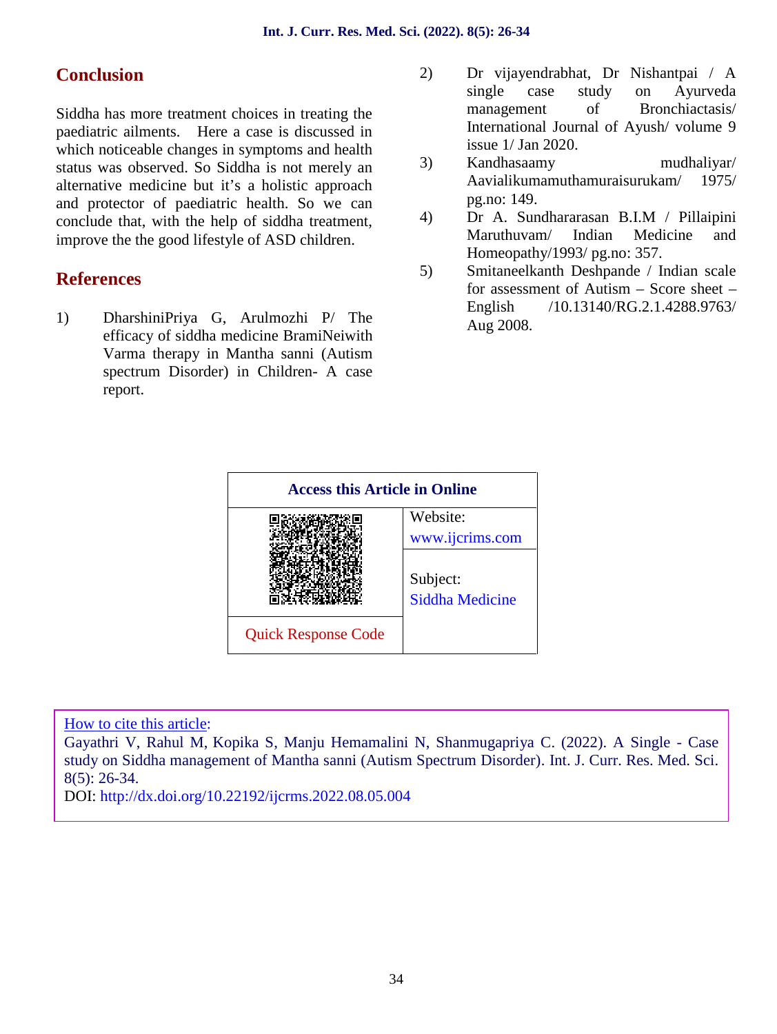## Conclusion

Siddha has more treatment choices in treating the paediatric ailments. Here a case is discussed in which noticeable changes in symptoms and health status was observed. So Siddha is not merely an alternative medicine but it's a holistic approach and protector of paediatric health. So we can conclude that, with the help of siddha treatment, improve the the good lifestyle of ASD children.

## References

1) DharshiniPriya G, Arulmozhi P/ The efficacy of siddha medicine BramiNeiwith Varma therapy in Mantha sanni (Autism spectrum Disorder) in Children- A case report.
2) Dr vijayendrabhat, Dr Nishantpai / A single case study on Ayurveda management of Bronchiactasis/ International Journal of Ayush/ volume 9 issue 1/ Jan 2020.
3) Kandhasaamy mudhaliyar/ Aavialikumamuthamuraisurukam/ 1975/ pg.no: 149.
4) Dr A. Sundhararasan B.I.M / Pillaipini Maruthuvam/ Indian Medicine and Homeopathy/1993/ pg.no: 357.
5) Smitaneelkanth Deshpande / Indian scale for assessment of Autism – Score sheet – English /10.13140/RG.2.1.4288.9763/ Aug 2008.

| Access this Article in Online | |
|---|---|
| | Website: www.ijcrims.com |
| Quick Response Code | Subject: Siddha Medicine |

How to cite this article:

Gayathri V, Rahul M, Kopika S, Manju Hemamalini N, Shanmugapriya C. (2022). A Single - Case study on Siddha management of Mantha sanni (Autism Spectrum Disorder). Int. J. Curr. Res. Med. Sci. 8(5): 26-34.

DOI: http://dx.doi.org/10.22192/ijcrms.2022.08.05.004